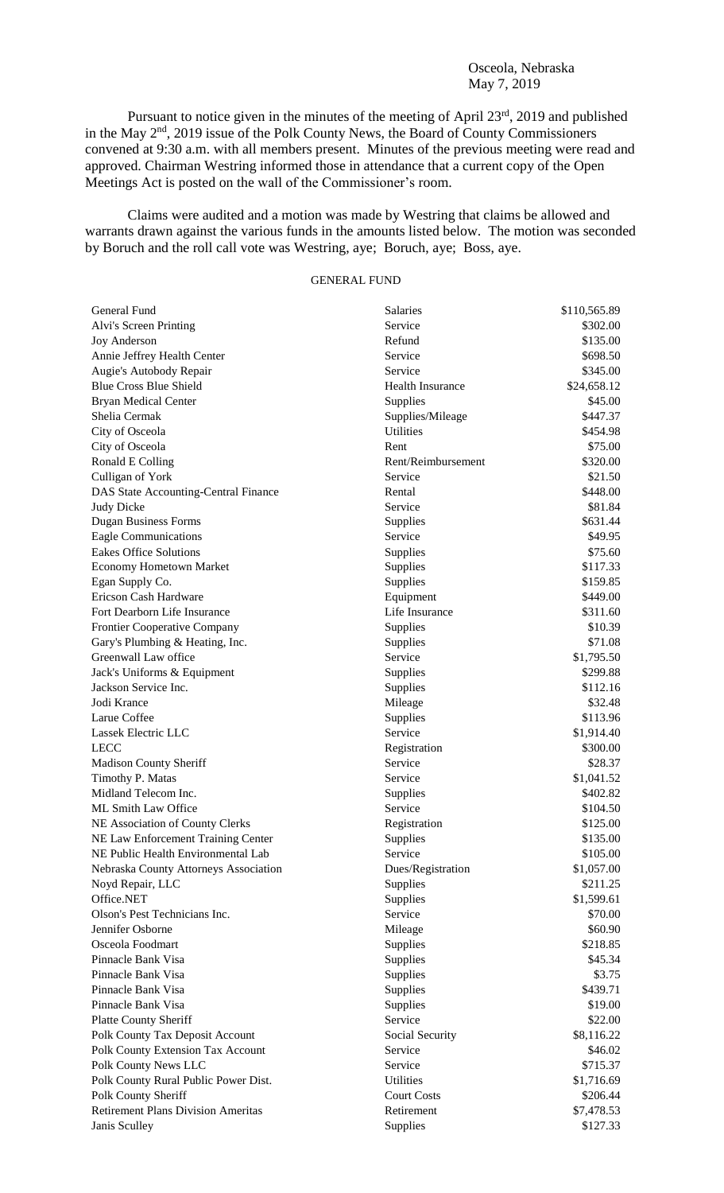Osceola, Nebraska
May 7, 2019

Pursuant to notice given in the minutes of the meeting of April 23rd, 2019 and published in the May 2nd, 2019 issue of the Polk County News, the Board of County Commissioners convened at 9:30 a.m. with all members present. Minutes of the previous meeting were read and approved. Chairman Westring informed those in attendance that a current copy of the Open Meetings Act is posted on the wall of the Commissioner's room.

Claims were audited and a motion was made by Westring that claims be allowed and warrants drawn against the various funds in the amounts listed below. The motion was seconded by Boruch and the roll call vote was Westring, aye; Boruch, aye; Boss, aye.

GENERAL FUND

| | | |
|---|---|---|
| General Fund | Salaries | $110,565.89 |
| Alvi's Screen Printing | Service | $302.00 |
| Joy Anderson | Refund | $135.00 |
| Annie Jeffrey Health Center | Service | $698.50 |
| Augie's Autobody Repair | Service | $345.00 |
| Blue Cross Blue Shield | Health Insurance | $24,658.12 |
| Bryan Medical Center | Supplies | $45.00 |
| Shelia Cermak | Supplies/Mileage | $447.37 |
| City of Osceola | Utilities | $454.98 |
| City of Osceola | Rent | $75.00 |
| Ronald E Colling | Rent/Reimbursement | $320.00 |
| Culligan of York | Service | $21.50 |
| DAS State Accounting-Central Finance | Rental | $448.00 |
| Judy Dicke | Service | $81.84 |
| Dugan Business Forms | Supplies | $631.44 |
| Eagle Communications | Service | $49.95 |
| Eakes Office Solutions | Supplies | $75.60 |
| Economy Hometown Market | Supplies | $117.33 |
| Egan Supply Co. | Supplies | $159.85 |
| Ericson Cash Hardware | Equipment | $449.00 |
| Fort Dearborn Life Insurance | Life Insurance | $311.60 |
| Frontier Cooperative Company | Supplies | $10.39 |
| Gary's Plumbing & Heating, Inc. | Supplies | $71.08 |
| Greenwall Law office | Service | $1,795.50 |
| Jack's Uniforms & Equipment | Supplies | $299.88 |
| Jackson Service Inc. | Supplies | $112.16 |
| Jodi Krance | Mileage | $32.48 |
| Larue Coffee | Supplies | $113.96 |
| Lassek Electric LLC | Service | $1,914.40 |
| LECC | Registration | $300.00 |
| Madison County Sheriff | Service | $28.37 |
| Timothy P. Matas | Service | $1,041.52 |
| Midland Telecom Inc. | Supplies | $402.82 |
| ML Smith Law Office | Service | $104.50 |
| NE Association of County Clerks | Registration | $125.00 |
| NE Law Enforcement Training Center | Supplies | $135.00 |
| NE Public Health Environmental Lab | Service | $105.00 |
| Nebraska County Attorneys Association | Dues/Registration | $1,057.00 |
| Noyd Repair, LLC | Supplies | $211.25 |
| Office.NET | Supplies | $1,599.61 |
| Olson's Pest Technicians Inc. | Service | $70.00 |
| Jennifer Osborne | Mileage | $60.90 |
| Osceola Foodmart | Supplies | $218.85 |
| Pinnacle Bank Visa | Supplies | $45.34 |
| Pinnacle Bank Visa | Supplies | $3.75 |
| Pinnacle Bank Visa | Supplies | $439.71 |
| Pinnacle Bank Visa | Supplies | $19.00 |
| Platte County Sheriff | Service | $22.00 |
| Polk County Tax Deposit Account | Social Security | $8,116.22 |
| Polk County Extension Tax Account | Service | $46.02 |
| Polk County News LLC | Service | $715.37 |
| Polk County Rural Public Power Dist. | Utilities | $1,716.69 |
| Polk County Sheriff | Court Costs | $206.44 |
| Retirement Plans Division Ameritas | Retirement | $7,478.53 |
| Janis Sculley | Supplies | $127.33 |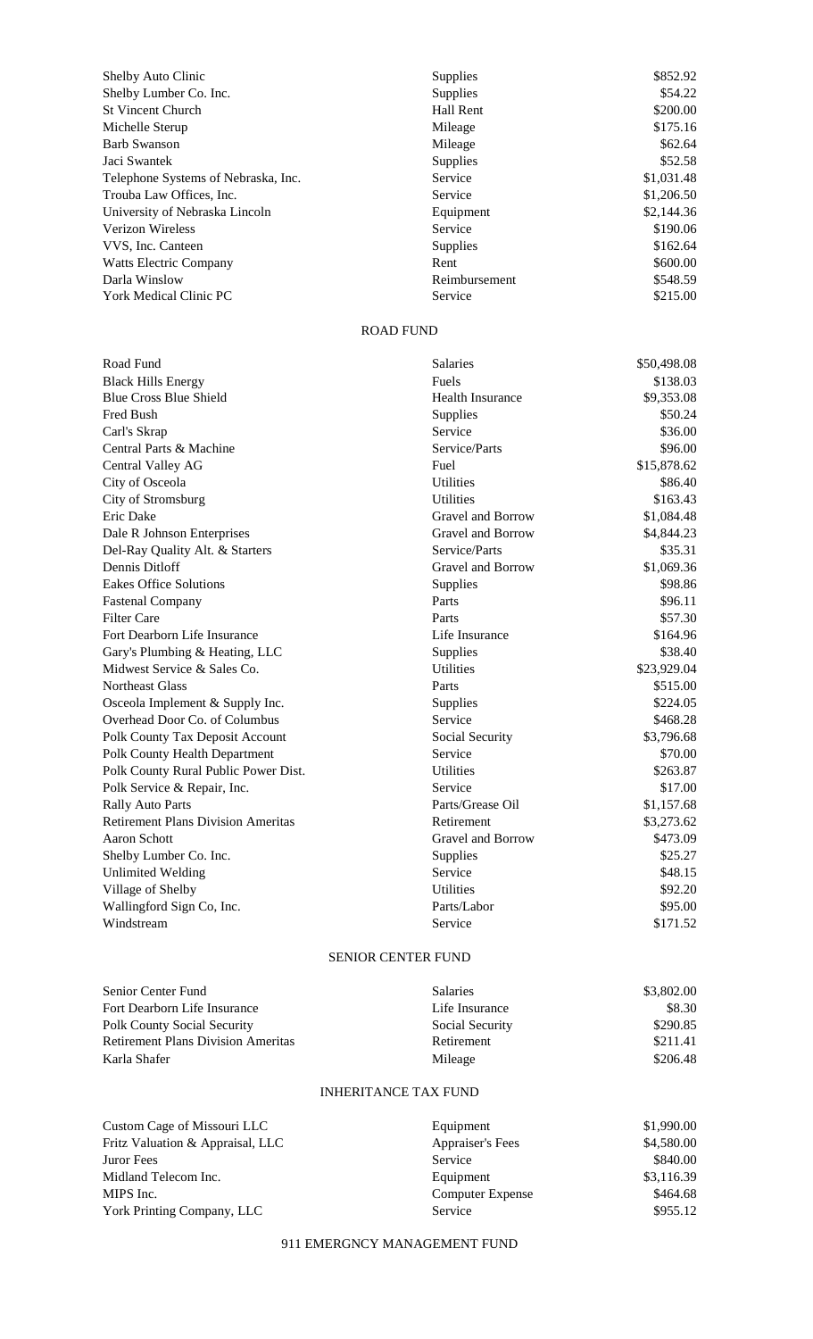| | | |
|---|---|---|
| Shelby Auto Clinic | Supplies | $852.92 |
| Shelby Lumber Co. Inc. | Supplies | $54.22 |
| St Vincent Church | Hall Rent | $200.00 |
| Michelle Sterup | Mileage | $175.16 |
| Barb Swanson | Mileage | $62.64 |
| Jaci Swantek | Supplies | $52.58 |
| Telephone Systems of Nebraska, Inc. | Service | $1,031.48 |
| Trouba Law Offices, Inc. | Service | $1,206.50 |
| University of Nebraska Lincoln | Equipment | $2,144.36 |
| Verizon Wireless | Service | $190.06 |
| VVS, Inc. Canteen | Supplies | $162.64 |
| Watts Electric Company | Rent | $600.00 |
| Darla Winslow | Reimbursement | $548.59 |
| York Medical Clinic PC | Service | $215.00 |

## ROAD FUND

| | | |
|---|---|---|
| Road Fund | Salaries | $50,498.08 |
| Black Hills Energy | Fuels | $138.03 |
| Blue Cross Blue Shield | Health Insurance | $9,353.08 |
| Fred Bush | Supplies | $50.24 |
| Carl's Skrap | Service | $36.00 |
| Central Parts & Machine | Service/Parts | $96.00 |
| Central Valley AG | Fuel | $15,878.62 |
| City of Osceola | Utilities | $86.40 |
| City of Stromsburg | Utilities | $163.43 |
| Eric Dake | Gravel and Borrow | $1,084.48 |
| Dale R Johnson Enterprises | Gravel and Borrow | $4,844.23 |
| Del-Ray Quality Alt. & Starters | Service/Parts | $35.31 |
| Dennis Ditloff | Gravel and Borrow | $1,069.36 |
| Eakes Office Solutions | Supplies | $98.86 |
| Fastenal Company | Parts | $96.11 |
| Filter Care | Parts | $57.30 |
| Fort Dearborn Life Insurance | Life Insurance | $164.96 |
| Gary's Plumbing & Heating, LLC | Supplies | $38.40 |
| Midwest Service & Sales Co. | Utilities | $23,929.04 |
| Northeast Glass | Parts | $515.00 |
| Osceola Implement & Supply Inc. | Supplies | $224.05 |
| Overhead Door Co. of Columbus | Service | $468.28 |
| Polk County Tax Deposit Account | Social Security | $3,796.68 |
| Polk County Health Department | Service | $70.00 |
| Polk County Rural Public Power Dist. | Utilities | $263.87 |
| Polk Service & Repair, Inc. | Service | $17.00 |
| Rally Auto Parts | Parts/Grease Oil | $1,157.68 |
| Retirement Plans Division Ameritas | Retirement | $3,273.62 |
| Aaron Schott | Gravel and Borrow | $473.09 |
| Shelby Lumber Co. Inc. | Supplies | $25.27 |
| Unlimited Welding | Service | $48.15 |
| Village of Shelby | Utilities | $92.20 |
| Wallingford Sign Co, Inc. | Parts/Labor | $95.00 |
| Windstream | Service | $171.52 |

## SENIOR CENTER FUND

| | | |
|---|---|---|
| Senior Center Fund | Salaries | $3,802.00 |
| Fort Dearborn Life Insurance | Life Insurance | $8.30 |
| Polk County Social Security | Social Security | $290.85 |
| Retirement Plans Division Ameritas | Retirement | $211.41 |
| Karla Shafer | Mileage | $206.48 |

## INHERITANCE TAX FUND

| | | |
|---|---|---|
| Custom Cage of Missouri LLC | Equipment | $1,990.00 |
| Fritz Valuation & Appraisal, LLC | Appraiser's Fees | $4,580.00 |
| Juror Fees | Service | $840.00 |
| Midland Telecom Inc. | Equipment | $3,116.39 |
| MIPS Inc. | Computer Expense | $464.68 |
| York Printing Company, LLC | Service | $955.12 |

## 911 EMERGNCY MANAGEMENT FUND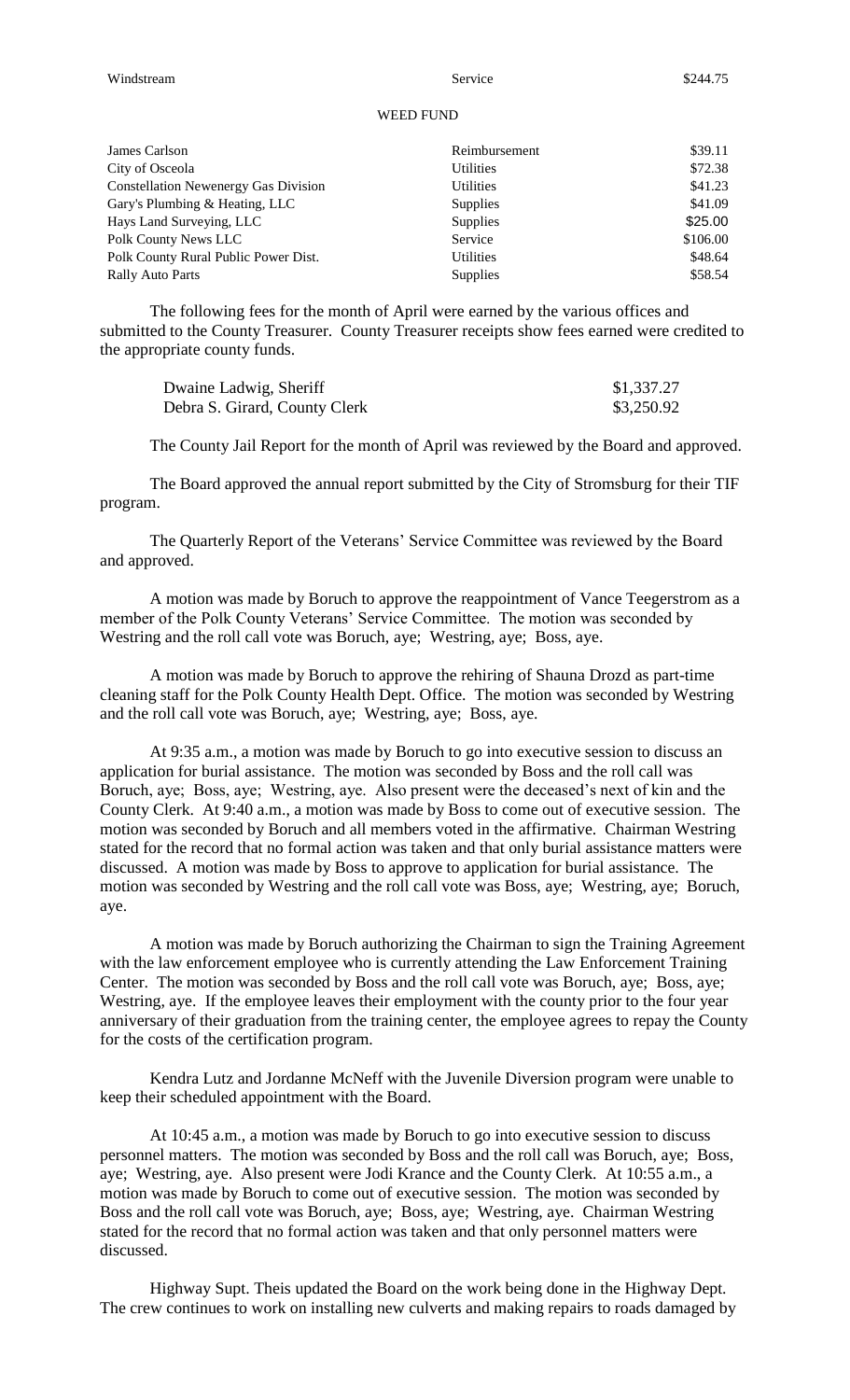| | | |
|---|---|---|
| Windstream | Service | $244.75 |

WEED FUND

| | | |
|---|---|---|
| James Carlson | Reimbursement | $39.11 |
| City of Osceola | Utilities | $72.38 |
| Constellation Newenergy Gas Division | Utilities | $41.23 |
| Gary's Plumbing & Heating, LLC | Supplies | $41.09 |
| Hays Land Surveying, LLC | Supplies | $25.00 |
| Polk County News LLC | Service | $106.00 |
| Polk County Rural Public Power Dist. | Utilities | $48.64 |
| Rally Auto Parts | Supplies | $58.54 |

The following fees for the month of April were earned by the various offices and submitted to the County Treasurer. County Treasurer receipts show fees earned were credited to the appropriate county funds.

| | |
|---|---|
| Dwaine Ladwig, Sheriff | $1,337.27 |
| Debra S. Girard, County Clerk | $3,250.92 |

The County Jail Report for the month of April was reviewed by the Board and approved.

The Board approved the annual report submitted by the City of Stromsburg for their TIF program.

The Quarterly Report of the Veterans' Service Committee was reviewed by the Board and approved.

A motion was made by Boruch to approve the reappointment of Vance Teegerstrom as a member of the Polk County Veterans' Service Committee. The motion was seconded by Westring and the roll call vote was Boruch, aye; Westring, aye; Boss, aye.

A motion was made by Boruch to approve the rehiring of Shauna Drozd as part-time cleaning staff for the Polk County Health Dept. Office. The motion was seconded by Westring and the roll call vote was Boruch, aye; Westring, aye; Boss, aye.

At 9:35 a.m., a motion was made by Boruch to go into executive session to discuss an application for burial assistance. The motion was seconded by Boss and the roll call was Boruch, aye; Boss, aye; Westring, aye. Also present were the deceased's next of kin and the County Clerk. At 9:40 a.m., a motion was made by Boss to come out of executive session. The motion was seconded by Boruch and all members voted in the affirmative. Chairman Westring stated for the record that no formal action was taken and that only burial assistance matters were discussed. A motion was made by Boss to approve to application for burial assistance. The motion was seconded by Westring and the roll call vote was Boss, aye; Westring, aye; Boruch, aye.

A motion was made by Boruch authorizing the Chairman to sign the Training Agreement with the law enforcement employee who is currently attending the Law Enforcement Training Center. The motion was seconded by Boss and the roll call vote was Boruch, aye; Boss, aye; Westring, aye. If the employee leaves their employment with the county prior to the four year anniversary of their graduation from the training center, the employee agrees to repay the County for the costs of the certification program.

Kendra Lutz and Jordanne McNeff with the Juvenile Diversion program were unable to keep their scheduled appointment with the Board.

At 10:45 a.m., a motion was made by Boruch to go into executive session to discuss personnel matters. The motion was seconded by Boss and the roll call was Boruch, aye; Boss, aye; Westring, aye. Also present were Jodi Krance and the County Clerk. At 10:55 a.m., a motion was made by Boruch to come out of executive session. The motion was seconded by Boss and the roll call vote was Boruch, aye; Boss, aye; Westring, aye. Chairman Westring stated for the record that no formal action was taken and that only personnel matters were discussed.

Highway Supt. Theis updated the Board on the work being done in the Highway Dept. The crew continues to work on installing new culverts and making repairs to roads damaged by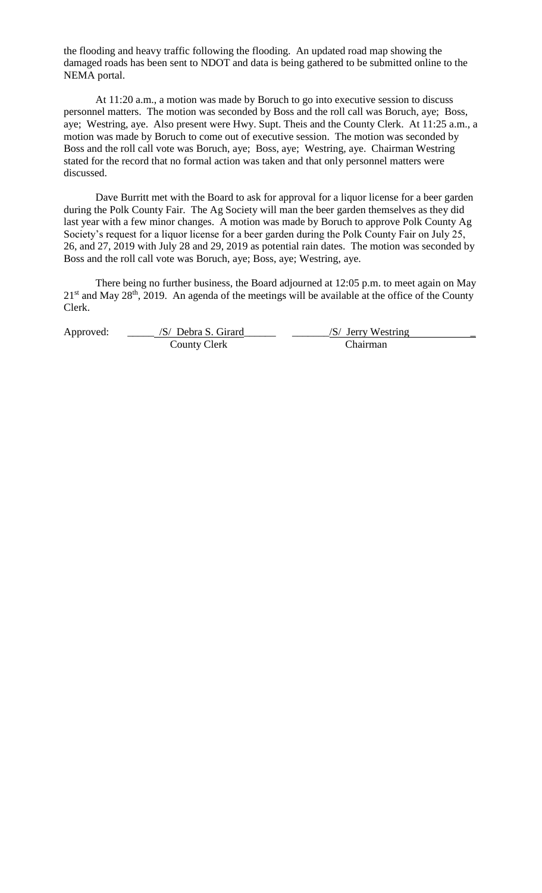the flooding and heavy traffic following the flooding. An updated road map showing the damaged roads has been sent to NDOT and data is being gathered to be submitted online to the NEMA portal.

At 11:20 a.m., a motion was made by Boruch to go into executive session to discuss personnel matters. The motion was seconded by Boss and the roll call was Boruch, aye; Boss, aye; Westring, aye. Also present were Hwy. Supt. Theis and the County Clerk. At 11:25 a.m., a motion was made by Boruch to come out of executive session. The motion was seconded by Boss and the roll call vote was Boruch, aye; Boss, aye; Westring, aye. Chairman Westring stated for the record that no formal action was taken and that only personnel matters were discussed.

Dave Burritt met with the Board to ask for approval for a liquor license for a beer garden during the Polk County Fair. The Ag Society will man the beer garden themselves as they did last year with a few minor changes. A motion was made by Boruch to approve Polk County Ag Society's request for a liquor license for a beer garden during the Polk County Fair on July 25, 26, and 27, 2019 with July 28 and 29, 2019 as potential rain dates. The motion was seconded by Boss and the roll call vote was Boruch, aye; Boss, aye; Westring, aye.

There being no further business, the Board adjourned at 12:05 p.m. to meet again on May 21st and May 28th, 2019. An agenda of the meetings will be available at the office of the County Clerk.

Approved: /S/ Debra S. Girard — County Clerk    /S/ Jerry Westring — Chairman